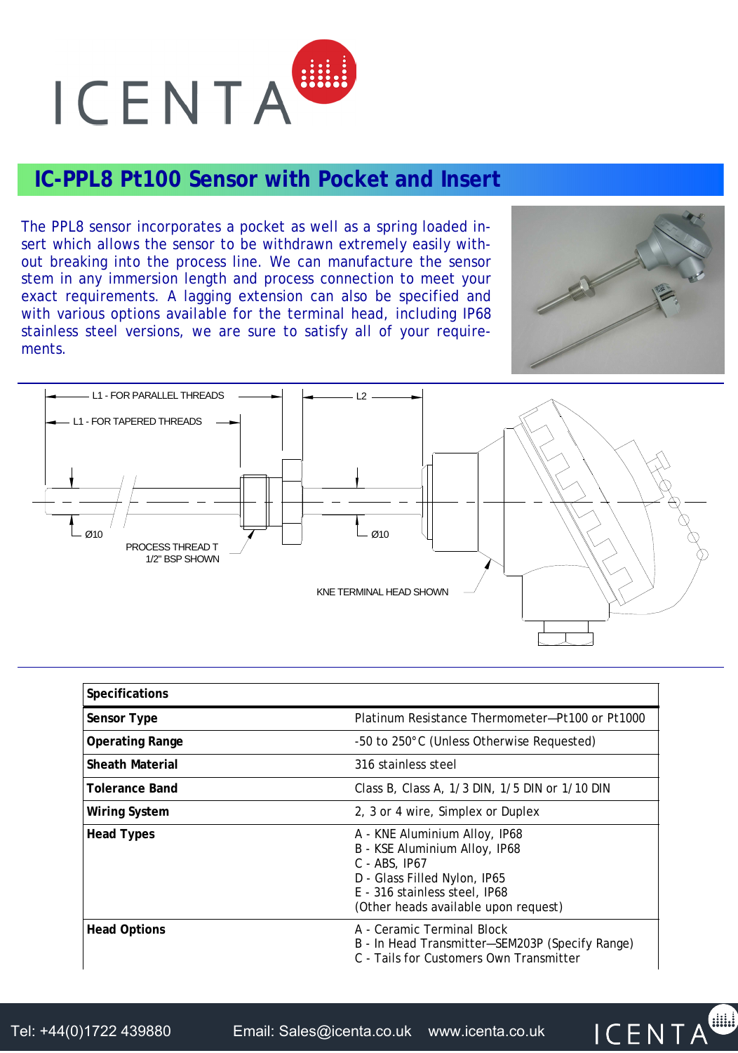# IC-PPL8 Pt100 Sensor with Pocket and Insert

The PPL8 sensor incorporates a pocket as well as a spring loaded insert which allows the sensor to be withdrawn extremely easily without breaking into the process line. We can manufacture the sensor stem in any immersion length and process connection to meet your exact requirements. A lagging extension can also be specified and with various options available for the terminal head, including IP68 stainless steel versions, we are sure to satisfy all of your requirements.

L1 - FOR PARALLEL THREADS

L1 - FOR TAPERED THREADS

L2

Ø10

Ø10

PROCESS THREAD T
1/2" BSP SHOWN

KNE TERMINAL HEAD SHOWN

| Specifications | |
|---|---|
| **Sensor Type** | Platinum Resistance Thermometer—Pt100 or Pt1000 |
| **Operating Range** | -50 to 250°C (Unless Otherwise Requested) |
| **Sheath Material** | 316 stainless steel |
| **Tolerance Band** | Class B, Class A, 1/3 DIN, 1/5 DIN or 1/10 DIN |
| **Wiring System** | 2, 3 or 4 wire, Simplex or Duplex |
| **Head Types** | A - KNE Aluminium Alloy, IP68<br>B - KSE Aluminium Alloy, IP68<br>C - ABS, IP67<br>D - Glass Filled Nylon, IP65<br>E - 316 stainless steel, IP68<br>(Other heads available upon request) |
| **Head Options** | A - Ceramic Terminal Block<br>B - In Head Transmitter—SEM203P (Specify Range)<br>C - Tails for Customers Own Transmitter |

Tel: +44(0)1722 439880 Email: Sales@icenta.co.uk www.icenta.co.uk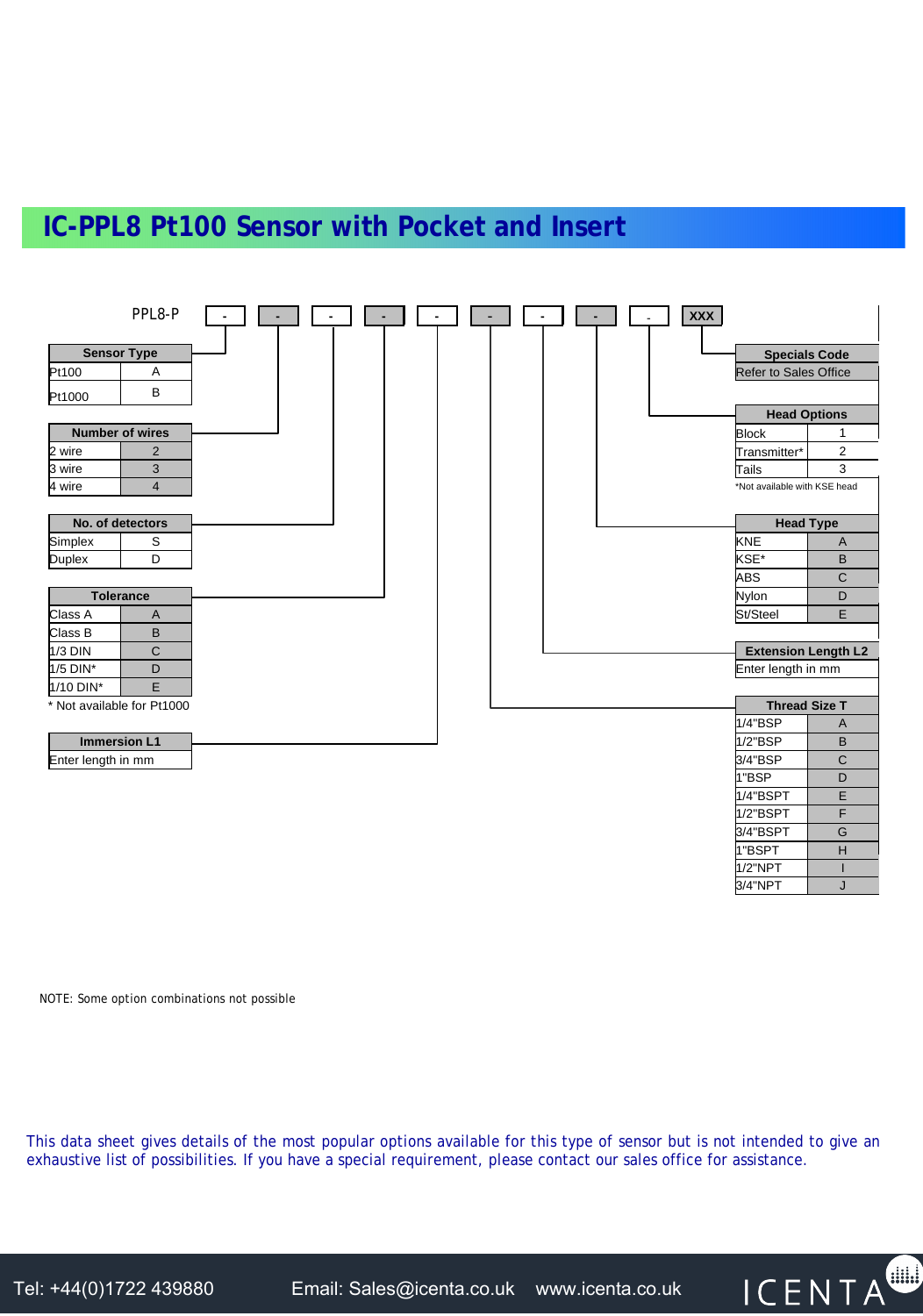# IC-PPL8 Pt100 Sensor with Pocket and Insert

PPL8-P | - | - | - | - | - | - | - | - | - | XXX

| Sensor Type | |
|---|---|
| Pt100 | A |
| Pt1000 | B |

| Number of wires | |
|---|---|
| 2 wire | 2 |
| 3 wire | 3 |
| 4 wire | 4 |

| No. of detectors | |
|---|---|
| Simplex | S |
| Duplex | D |

| Tolerance | |
|---|---|
| Class A | A |
| Class B | B |
| 1/3 DIN | C |
| 1/5 DIN* | D |
| 1/10 DIN* | E |

* Not available for Pt1000

| Immersion L1 |
|---|
| Enter length in mm |

| Thread Size T | |
|---|---|
| 1/4"BSP | A |
| 1/2"BSP | B |
| 3/4"BSP | C |
| 1"BSP | D |
| 1/4"BSPT | E |
| 1/2"BSPT | F |
| 3/4"BSPT | G |
| 1"BSPT | H |
| 1/2"NPT | I |
| 3/4"NPT | J |

| Extension Length L2 |
|---|
| Enter length in mm |

| Head Type | |
|---|---|
| KNE | A |
| KSE* | B |
| ABS | C |
| Nylon | D |
| St/Steel | E |

| Head Options | |
|---|---|
| Block | 1 |
| Transmitter* | 2 |
| Tails | 3 |

*Not available with KSE head

| Specials Code |
|---|
| Refer to Sales Office |

NOTE: Some option combinations not possible

This data sheet gives details of the most popular options available for this type of sensor but is not intended to give an exhaustive list of possibilities. If you have a special requirement, please contact our sales office for assistance.

Tel: +44(0)1722 439880 Email: Sales@icenta.co.uk www.icenta.co.uk ICENTA